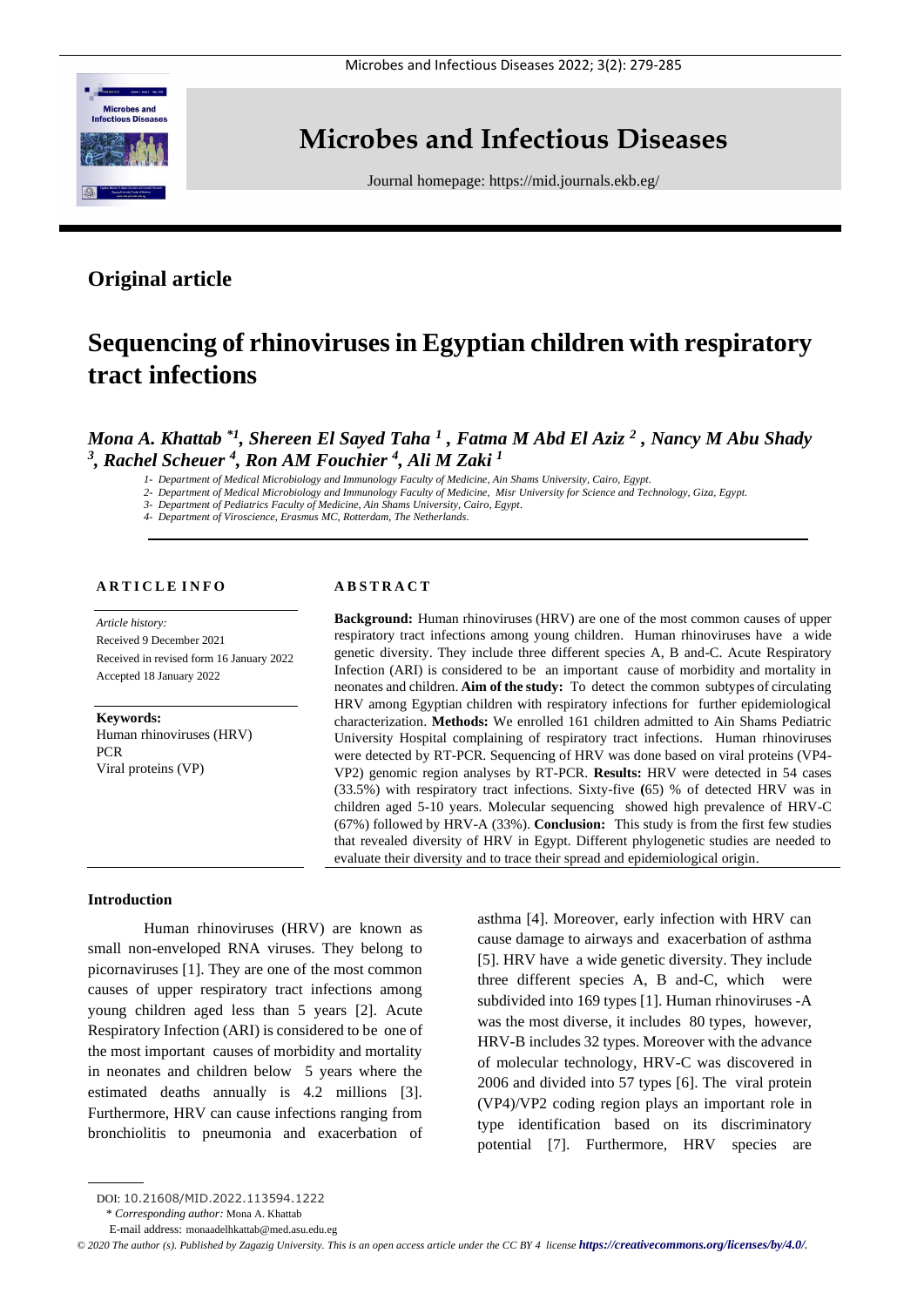# Microbes and Infectious Diseases

Journal homepage: https://mid.journals.ekb.eg/

## Original article

# Sequencing of rhinoviruses in Egyptian children with respiratory tract infections

***Mona A. Khattab*[1], Shereen El Sayed Taha[1], Fatma M Abd El Aziz[2], Nancy M Abu Shady[3], Rachel Scheuer[4], Ron AM Fouchier[4], Ali M Zaki[1]***

*1- Department of Medical Microbiology and Immunology Faculty of Medicine, Ain Shams University, Cairo, Egypt.*
*2- Department of Medical Microbiology and Immunology Faculty of Medicine, Misr University for Science and Technology, Giza, Egypt.*
*3- Department of Pediatrics Faculty of Medicine, Ain Shams University, Cairo, Egypt.*
*4- Department of Viroscience, Erasmus MC, Rotterdam, The Netherlands.*

**ARTICLE INFO**

*Article history:*
Received 9 December 2021
Received in revised form 16 January 2022
Accepted 18 January 2022

**Keywords:**
Human rhinoviruses (HRV)
PCR
Viral proteins (VP)

**ABSTRACT**

**Background:** Human rhinoviruses (HRV) are one of the most common causes of upper respiratory tract infections among young children. Human rhinoviruses have a wide genetic diversity. They include three different species A, B and-C. Acute Respiratory Infection (ARI) is considered to be an important cause of morbidity and mortality in neonates and children. **Aim of the study:** To detect the common subtypes of circulating HRV among Egyptian children with respiratory infections for further epidemiological characterization. **Methods:** We enrolled 161 children admitted to Ain Shams Pediatric University Hospital complaining of respiratory tract infections. Human rhinoviruses were detected by RT-PCR. Sequencing of HRV was done based on viral proteins (VP4-VP2) genomic region analyses by RT-PCR. **Results:** HRV were detected in 54 cases (33.5%) with respiratory tract infections. Sixty-five **(**65) % of detected HRV was in children aged 5-10 years. Molecular sequencing showed high prevalence of HRV-C (67%) followed by HRV-A (33%). **Conclusion:** This study is from the first few studies that revealed diversity of HRV in Egypt. Different phylogenetic studies are needed to evaluate their diversity and to trace their spread and epidemiological origin.

## Introduction

Human rhinoviruses (HRV) are known as small non-enveloped RNA viruses. They belong to picornaviruses [1]. They are one of the most common causes of upper respiratory tract infections among young children aged less than 5 years [2]. Acute Respiratory Infection (ARI) is considered to be one of the most important causes of morbidity and mortality in neonates and children below 5 years where the estimated deaths annually is 4.2 millions [3]. Furthermore, HRV can cause infections ranging from bronchiolitis to pneumonia and exacerbation of asthma [4]. Moreover, early infection with HRV can cause damage to airways and exacerbation of asthma [5]. HRV have a wide genetic diversity. They include three different species A, B and-C, which were subdivided into 169 types [1]. Human rhinoviruses -A was the most diverse, it includes 80 types, however, HRV-B includes 32 types. Moreover with the advance of molecular technology, HRV-C was discovered in 2006 and divided into 57 types [6]. The viral protein (VP4)/VP2 coding region plays an important role in type identification based on its discriminatory potential [7]. Furthermore, HRV species are

DOI: 10.21608/MID.2022.113594.1222
\* *Corresponding author:* Mona A. Khattab
E-mail address: monaadelhkattab@med.asu.edu.eg

*© 2020 The author (s). Published by Zagazig University. This is an open access article under the CC BY 4 license* ***https://creativecommons.org/licenses/by/4.0/.***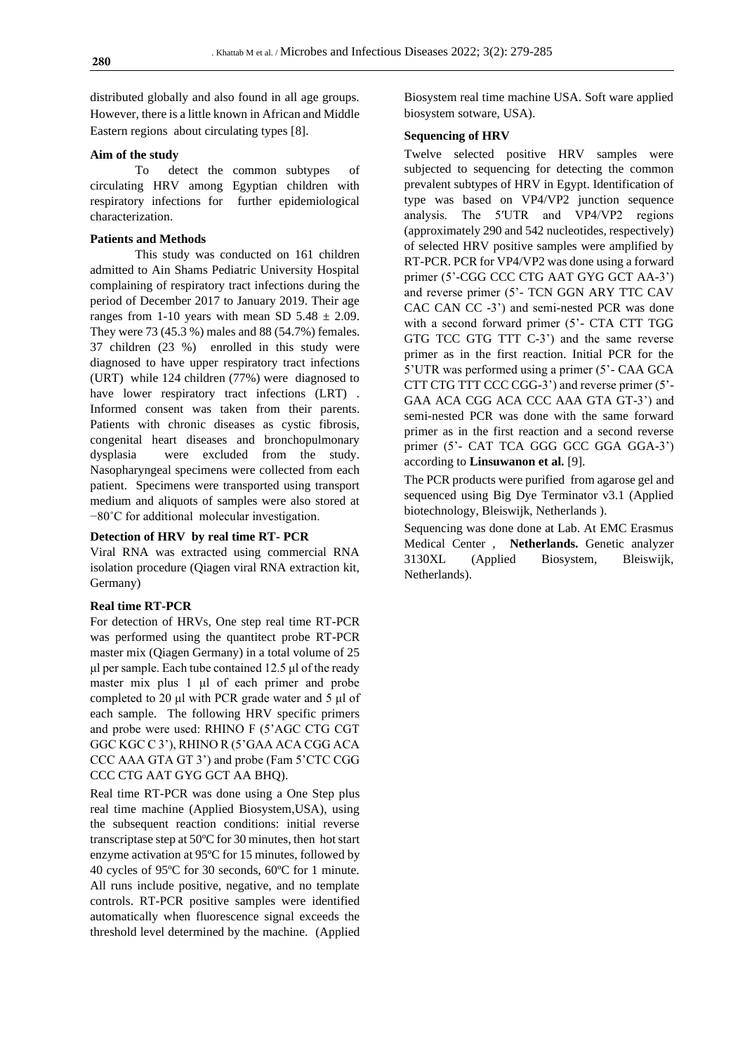distributed globally and also found in all age groups. However, there is a little known in African and Middle Eastern regions about circulating types [8].

### Aim of the study

To detect the common subtypes of circulating HRV among Egyptian children with respiratory infections for further epidemiological characterization.

### Patients and Methods

This study was conducted on 161 children admitted to Ain Shams Pediatric University Hospital complaining of respiratory tract infections during the period of December 2017 to January 2019. Their age ranges from 1-10 years with mean SD 5.48 ± 2.09. They were 73 (45.3 %) males and 88 (54.7%) females. 37 children (23 %) enrolled in this study were diagnosed to have upper respiratory tract infections (URT) while 124 children (77%) were diagnosed to have lower respiratory tract infections (LRT) . Informed consent was taken from their parents. Patients with chronic diseases as cystic fibrosis, congenital heart diseases and bronchopulmonary dysplasia were excluded from the study. Nasopharyngeal specimens were collected from each patient. Specimens were transported using transport medium and aliquots of samples were also stored at −80˚C for additional molecular investigation.

### Detection of HRV by real time RT- PCR

Viral RNA was extracted using commercial RNA isolation procedure (Qiagen viral RNA extraction kit, Germany)

### Real time RT-PCR

For detection of HRVs, One step real time RT-PCR was performed using the quantitect probe RT-PCR master mix (Qiagen Germany) in a total volume of 25 µl per sample. Each tube contained 12.5 µl of the ready master mix plus 1 µl of each primer and probe completed to 20 µl with PCR grade water and 5 µl of each sample. The following HRV specific primers and probe were used: RHINO F (5'AGC CTG CGT GGC KGC C 3'), RHINO R (5'GAA ACA CGG ACA CCC AAA GTA GT 3') and probe (Fam 5'CTC CGG CCC CTG AAT GYG GCT AA BHQ).

Real time RT-PCR was done using a One Step plus real time machine (Applied Biosystem,USA), using the subsequent reaction conditions: initial reverse transcriptase step at 50ºC for 30 minutes, then hot start enzyme activation at 95ºC for 15 minutes, followed by 40 cycles of 95ºC for 30 seconds, 60ºC for 1 minute. All runs include positive, negative, and no template controls. RT-PCR positive samples were identified automatically when fluorescence signal exceeds the threshold level determined by the machine. (Applied Biosystem real time machine USA. Soft ware applied biosystem sotware, USA).

### Sequencing of HRV

Twelve selected positive HRV samples were subjected to sequencing for detecting the common prevalent subtypes of HRV in Egypt. Identification of type was based on VP4/VP2 junction sequence analysis. The 5′UTR and VP4/VP2 regions (approximately 290 and 542 nucleotides, respectively) of selected HRV positive samples were amplified by RT-PCR. PCR for VP4/VP2 was done using a forward primer (5'-CGG CCC CTG AAT GYG GCT AA-3') and reverse primer (5'- TCN GGN ARY TTC CAV CAC CAN CC -3') and semi-nested PCR was done with a second forward primer (5'- CTA CTT TGG GTG TCC GTG TTT C-3') and the same reverse primer as in the first reaction. Initial PCR for the 5'UTR was performed using a primer (5'- CAA GCA CTT CTG TTT CCC CGG-3') and reverse primer (5'- GAA ACA CGG ACA CCC AAA GTA GT-3') and semi-nested PCR was done with the same forward primer as in the first reaction and a second reverse primer (5'- CAT TCA GGG GCC GGA GGA-3') according to **Linsuwanon et al.** [9].

The PCR products were purified from agarose gel and sequenced using Big Dye Terminator v3.1 (Applied biotechnology, Bleiswijk, Netherlands ).

Sequencing was done done at Lab. At EMC Erasmus Medical Center , **Netherlands.** Genetic analyzer 3130XL (Applied Biosystem, Bleiswijk, Netherlands).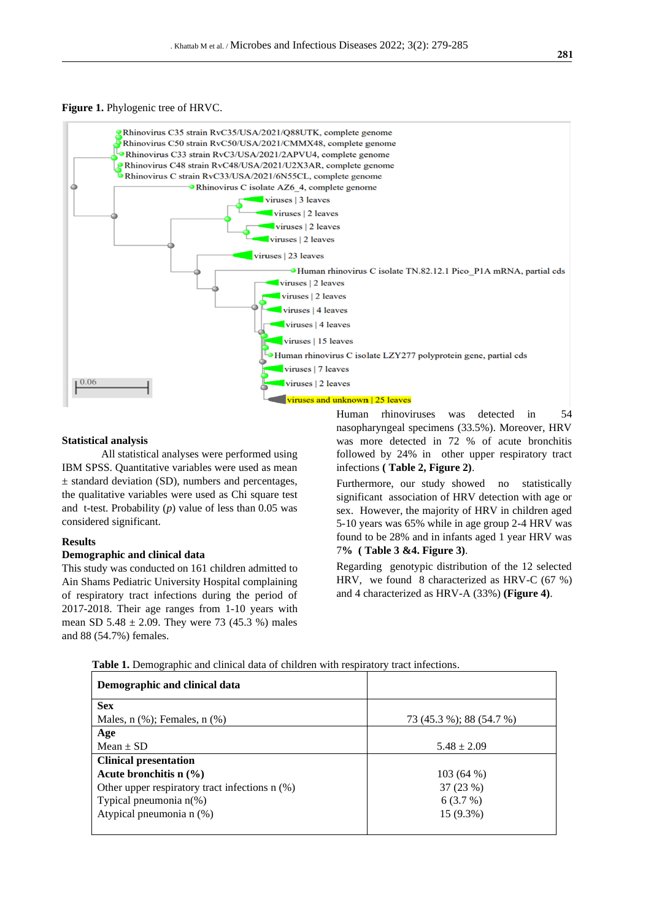**Figure 1.** Phylogenic tree of HRVC.

## Statistical analysis

All statistical analyses were performed using IBM SPSS. Quantitative variables were used as mean ± standard deviation (SD), numbers and percentages, the qualitative variables were used as Chi square test and t-test. Probability ($p$) value of less than 0.05 was considered significant.

## Results

### Demographic and clinical data

This study was conducted on 161 children admitted to Ain Shams Pediatric University Hospital complaining of respiratory tract infections during the period of 2017-2018. Their age ranges from 1-10 years with mean SD 5.48 ± 2.09. They were 73 (45.3 %) males and 88 (54.7%) females.

Human rhinoviruses was detected in 54 nasopharyngeal specimens (33.5%). Moreover, HRV was more detected in 72 % of acute bronchitis followed by 24% in other upper respiratory tract infections **( Table 2, Figure 2)**.

Furthermore, our study showed no statistically significant association of HRV detection with age or sex. However, the majority of HRV in children aged 5-10 years was 65% while in age group 2-4 HRV was found to be 28% and in infants aged 1 year HRV was 7**% ( Table 3 &4. Figure 3)**.

Regarding genotypic distribution of the 12 selected HRV, we found 8 characterized as HRV-C (67 %) and 4 characterized as HRV-A (33%) **(Figure 4)**.

**Table 1.** Demographic and clinical data of children with respiratory tract infections.

| **Demographic and clinical data** | |
|---|---|
| **Sex**<br>Males, n (%); Females, n (%) | 73 (45.3 %); 88 (54.7 %) |
| **Age**<br>Mean ± SD | 5.48 ± 2.09 |
| **Clinical presentation**<br>**Acute bronchitis n (%)**<br>Other upper respiratory tract infections n (%)<br>Typical pneumonia n(%)<br>Atypical pneumonia n (%) | <br>103 (64 %)<br>37 (23 %)<br>6 (3.7 %)<br>15 (9.3%) |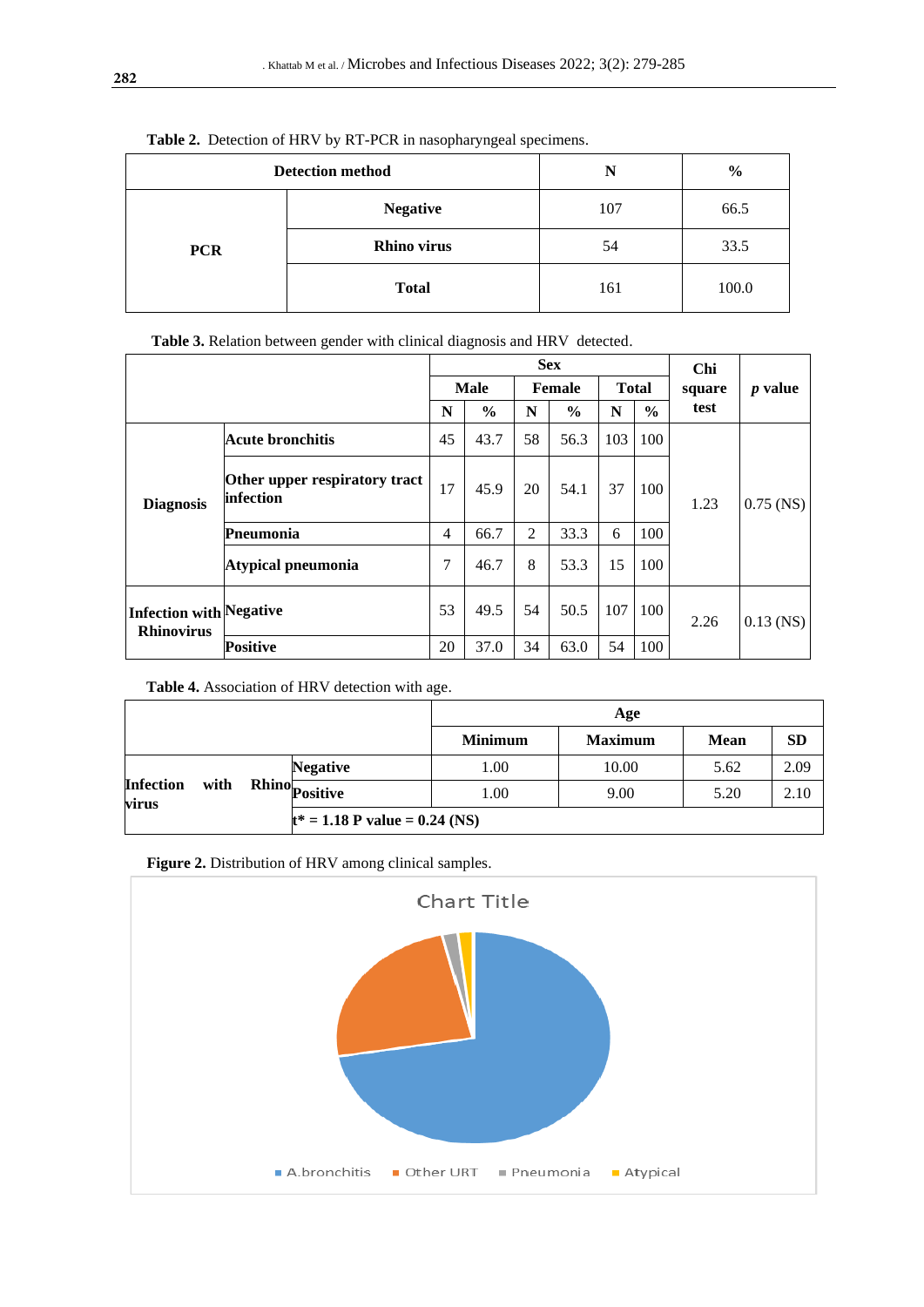**Table 2.** Detection of HRV by RT-PCR in nasopharyngeal specimens.

| Detection method | | N | % |
|---|---|---|---|
| PCR | Negative | 107 | 66.5 |
| | Rhino virus | 54 | 33.5 |
| | Total | 161 | 100.0 |

**Table 3.** Relation between gender with clinical diagnosis and HRV detected.

| | | Sex | | | | | | Chi square test | *p* value |
|---|---|---|---|---|---|---|---|---|---|
| | | Male | | Female | | Total | | | |
| | | N | % | N | % | N | % | | |
| Diagnosis | Acute bronchitis | 45 | 43.7 | 58 | 56.3 | 103 | 100 | 1.23 | 0.75 (NS) |
| | Other upper respiratory tract infection | 17 | 45.9 | 20 | 54.1 | 37 | 100 | | |
| | Pneumonia | 4 | 66.7 | 2 | 33.3 | 6 | 100 | | |
| | Atypical pneumonia | 7 | 46.7 | 8 | 53.3 | 15 | 100 | | |
| Infection with Rhinovirus | Negative | 53 | 49.5 | 54 | 50.5 | 107 | 100 | 2.26 | 0.13 (NS) |
| | Positive | 20 | 37.0 | 34 | 63.0 | 54 | 100 | | |

**Table 4.** Association of HRV detection with age.

| | | Age | | | |
|---|---|---|---|---|---|
| | | Minimum | Maximum | Mean | SD |
| Infection with Rhino virus | Negative | 1.00 | 10.00 | 5.62 | 2.09 |
| | Positive | 1.00 | 9.00 | 5.20 | 2.10 |
| | t* = 1.18 P value = 0.24 (NS) | | | | |

**Figure 2.** Distribution of HRV among clinical samples.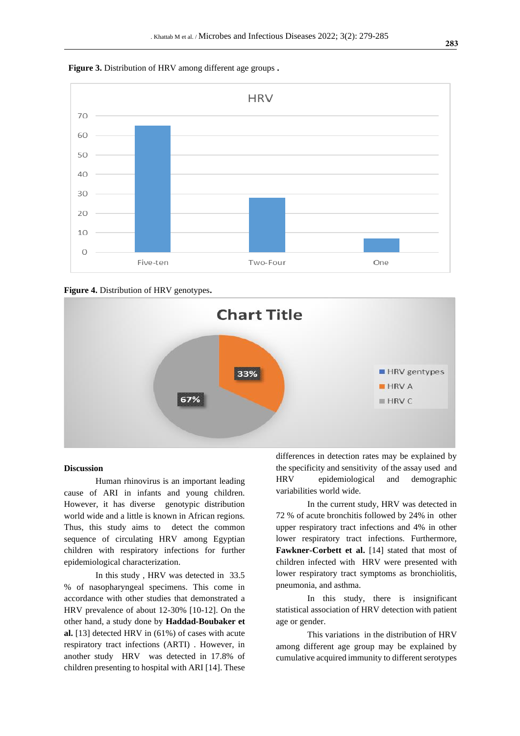**Figure 3.** Distribution of HRV among different age groups **.**

**Figure 4.** Distribution of HRV genotypes**.**

## Discussion

Human rhinovirus is an important leading cause of ARI in infants and young children. However, it has diverse genotypic distribution world wide and a little is known in African regions. Thus, this study aims to detect the common sequence of circulating HRV among Egyptian children with respiratory infections for further epidemiological characterization.

In this study , HRV was detected in 33.5 % of nasopharyngeal specimens. This come in accordance with other studies that demonstrated a HRV prevalence of about 12-30% [10-12]. On the other hand, a study done by **Haddad-Boubaker et al.** [13] detected HRV in (61%) of cases with acute respiratory tract infections (ARTI) . However, in another study HRV was detected in 17.8% of children presenting to hospital with ARI [14]. These differences in detection rates may be explained by the specificity and sensitivity of the assay used and HRV epidemiological and demographic variabilities world wide.

In the current study, HRV was detected in 72 % of acute bronchitis followed by 24% in other upper respiratory tract infections and 4% in other lower respiratory tract infections. Furthermore, **Fawkner-Corbett et al.** [14] stated that most of children infected with HRV were presented with lower respiratory tract symptoms as bronchiolitis, pneumonia, and asthma.

In this study, there is insignificant statistical association of HRV detection with patient age or gender.

This variations in the distribution of HRV among different age group may be explained by cumulative acquired immunity to different serotypes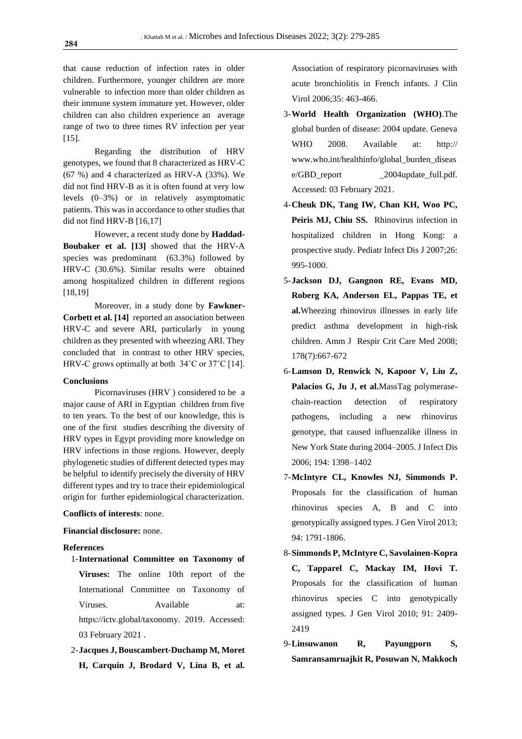that cause reduction of infection rates in older children. Furthermore, younger children are more vulnerable to infection more than older children as their immune system immature yet. However, older children can also children experience an average range of two to three times RV infection per year [15].

Regarding the distribution of HRV genotypes, we found that 8 characterized as HRV-C (67 %) and 4 characterized as HRV-A (33%). We did not find HRV-B as it is often found at very low levels (0–3%) or in relatively asymptomatic patients. This was in accordance to other studies that did not find HRV-B [16,17]

However, a recent study done by **Haddad-Boubaker et al. [13]** showed that the HRV-A species was predominant (63.3%) followed by HRV-C (30.6%). Similar results were obtained among hospitalized children in different regions [18,19]

Moreover, in a study done by **Fawkner-Corbett et al. [14]** reported an association between HRV-C and severe ARI, particularly in young children as they presented with wheezing ARI. They concluded that in contrast to other HRV species, HRV-C grows optimally at both 34˚C or 37˚C [14].

## Conclusions

Picornaviruses (HRV ) considered to be a major cause of ARI in Egyptian children from five to ten years. To the best of our knowledge, this is one of the first studies describing the diversity of HRV types in Egypt providing more knowledge on HRV infections in those regions. However, deeply phylogenetic studies of different detected types may be helpful to identify precisely the diversity of HRV different types and try to trace their epidemiological origin for further epidemiological characterization.

**Conflicts of interests**: none.

**Financial disclosure:** none.

## References

1- **International Committee on Taxonomy of Viruses:** The online 10th report of the International Committee on Taxonomy of Viruses. Available at: https://ictv.global/taxonomy. 2019. Accessed: 03 February 2021 .

2- **Jacques J, Bouscambert-Duchamp M, Moret H, Carquin J, Brodard V, Lina B, et al.** Association of respiratory picornaviruses with acute bronchiolitis in French infants. J Clin Virol 2006;35: 463-466.

3- **World Health Organization (WHO)**.The global burden of disease: 2004 update. Geneva WHO 2008. Available at: http:// www.who.int/healthinfo/global_burden_disease/GBD_report _2004update_full.pdf. Accessed: 03 February 2021.

4- **Cheuk DK, Tang IW, Chan KH, Woo PC, Peiris MJ, Chiu SS.** Rhinovirus infection in hospitalized children in Hong Kong: a prospective study. Pediatr Infect Dis J 2007;26: 995-1000.

5- **Jackson DJ, Gangnon RE, Evans MD, Roberg KA, Anderson EL, Pappas TE, et al.**Wheezing rhinovirus illnesses in early life predict asthma development in high-risk children. Amm J Respir Crit Care Med 2008; 178(7):667-672

6- **Lamson D, Renwick N, Kapoor V, Liu Z, Palacios G, Ju J, et al.**MassTag polymerase-chain-reaction detection of respiratory pathogens, including a new rhinovirus genotype, that caused influenzalike illness in New York State during 2004–2005. J Infect Dis 2006; 194: 1398–1402

7- **McIntyre CL, Knowles NJ, Simmonds P.** Proposals for the classification of human rhinovirus species A, B and C into genotypically assigned types. J Gen Virol 2013; 94: 1791-1806.

8- **Simmonds P, McIntyre C, Savolainen-Kopra C, Tapparel C, Mackay IM, Hovi T.** Proposals for the classification of human rhinovirus species C into genotypically assigned types. J Gen Virol 2010; 91: 2409-2419

9- **Linsuwanon R, Payungporn S, Samransamruajkit R, Posuwan N, Makkoch**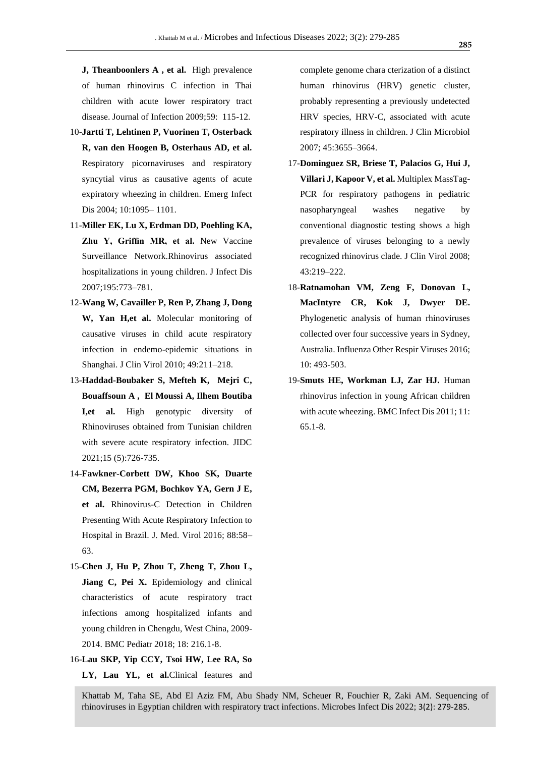**J, Theanboonlers A , et al.** High prevalence of human rhinovirus C infection in Thai children with acute lower respiratory tract disease. Journal of Infection 2009;59: 115-12.

10-**Jartti T, Lehtinen P, Vuorinen T, Osterback R, van den Hoogen B, Osterhaus AD, et al.** Respiratory picornaviruses and respiratory syncytial virus as causative agents of acute expiratory wheezing in children. Emerg Infect Dis 2004; 10:1095– 1101.

11-**Miller EK, Lu X, Erdman DD, Poehling KA, Zhu Y, Griffin MR, et al.** New Vaccine Surveillance Network.Rhinovirus associated hospitalizations in young children. J Infect Dis 2007;195:773–781.

12-**Wang W, Cavailler P, Ren P, Zhang J, Dong W, Yan H,et al.** Molecular monitoring of causative viruses in child acute respiratory infection in endemo-epidemic situations in Shanghai. J Clin Virol 2010; 49:211–218.

13-**Haddad-Boubaker S, Mefteh K, Mejri C, Bouaffsoun A , El Moussi A, Ilhem Boutiba I,et al.** High genotypic diversity of Rhinoviruses obtained from Tunisian children with severe acute respiratory infection. JIDC 2021;15 (5):726-735.

14-**Fawkner-Corbett DW, Khoo SK, Duarte CM, Bezerra PGM, Bochkov YA, Gern J E, et al.** Rhinovirus-C Detection in Children Presenting With Acute Respiratory Infection to Hospital in Brazil. J. Med. Virol 2016; 88:58–63.

15-**Chen J, Hu P, Zhou T, Zheng T, Zhou L, Jiang C, Pei X.** Epidemiology and clinical characteristics of acute respiratory tract infections among hospitalized infants and young children in Chengdu, West China, 2009-2014. BMC Pediatr 2018; 18: 216.1-8.

16-**Lau SKP, Yip CCY, Tsoi HW, Lee RA, So LY, Lau YL, et al.**Clinical features and complete genome chara cterization of a distinct human rhinovirus (HRV) genetic cluster, probably representing a previously undetected HRV species, HRV-C, associated with acute respiratory illness in children. J Clin Microbiol 2007; 45:3655–3664.

17-**Dominguez SR, Briese T, Palacios G, Hui J, Villari J, Kapoor V, et al.** Multiplex MassTag-PCR for respiratory pathogens in pediatric nasopharyngeal washes negative by conventional diagnostic testing shows a high prevalence of viruses belonging to a newly recognized rhinovirus clade. J Clin Virol 2008; 43:219–222.

18-**Ratnamohan VM, Zeng F, Donovan L, MacIntyre CR, Kok J, Dwyer DE.** Phylogenetic analysis of human rhinoviruses collected over four successive years in Sydney, Australia. Influenza Other Respir Viruses 2016; 10: 493-503.

19-**Smuts HE, Workman LJ, Zar HJ.** Human rhinovirus infection in young African children with acute wheezing. BMC Infect Dis 2011; 11: 65.1-8.

Khattab M, Taha SE, Abd El Aziz FM, Abu Shady NM, Scheuer R, Fouchier R, Zaki AM. Sequencing of rhinoviruses in Egyptian children with respiratory tract infections. Microbes Infect Dis 2022; 3(2): 279-285.